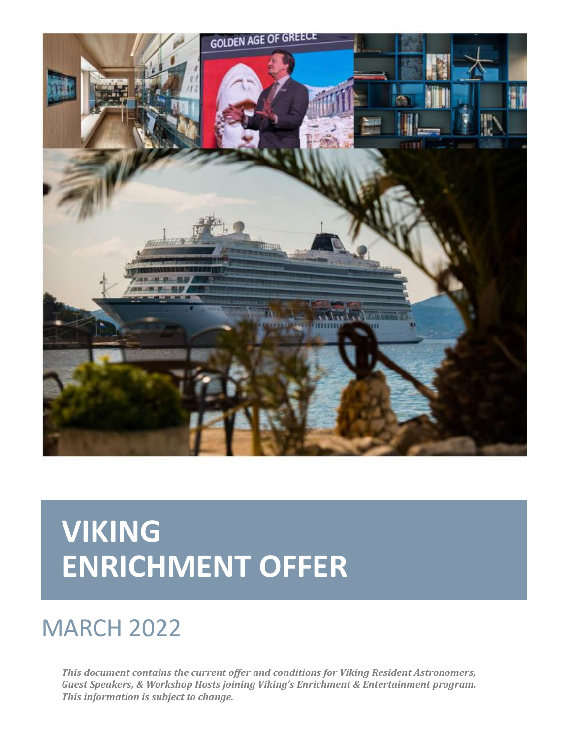# VIKING ENRICHMENT OFFER

## MARCH 2022

***This document contains the current offer and conditions for Viking Resident Astronomers, Guest Speakers, & Workshop Hosts joining Viking's Enrichment & Entertainment program. This information is subject to change.***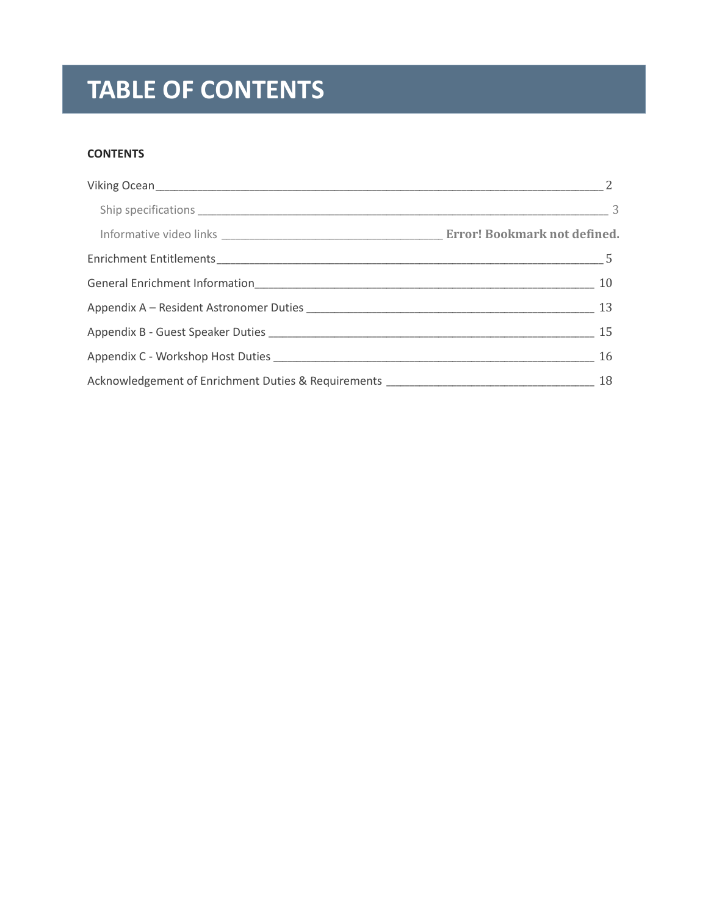# TABLE OF CONTENTS

**CONTENTS**

Viking Ocean ____ 2

- Ship specifications ____ 3
- Informative video links ____ **Error! Bookmark not defined.**

Enrichment Entitlements ____ 5

General Enrichment Information ____ 10

Appendix A – Resident Astronomer Duties ____ 13

Appendix B - Guest Speaker Duties ____ 15

Appendix C - Workshop Host Duties ____ 16

Acknowledgement of Enrichment Duties & Requirements ____ 18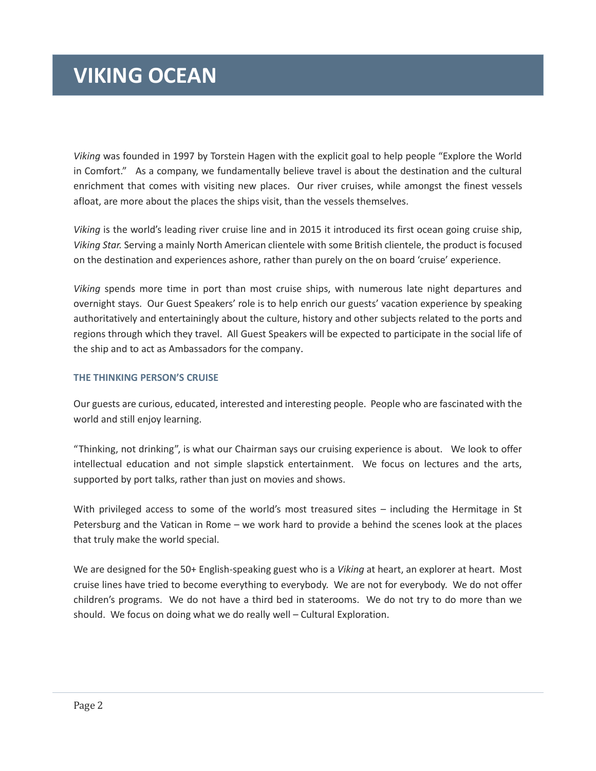# VIKING OCEAN

*Viking* was founded in 1997 by Torstein Hagen with the explicit goal to help people "Explore the World in Comfort." As a company, we fundamentally believe travel is about the destination and the cultural enrichment that comes with visiting new places. Our river cruises, while amongst the finest vessels afloat, are more about the places the ships visit, than the vessels themselves.

*Viking* is the world's leading river cruise line and in 2015 it introduced its first ocean going cruise ship, *Viking Star.* Serving a mainly North American clientele with some British clientele, the product is focused on the destination and experiences ashore, rather than purely on the on board 'cruise' experience.

*Viking* spends more time in port than most cruise ships, with numerous late night departures and overnight stays. Our Guest Speakers' role is to help enrich our guests' vacation experience by speaking authoritatively and entertainingly about the culture, history and other subjects related to the ports and regions through which they travel. All Guest Speakers will be expected to participate in the social life of the ship and to act as Ambassadors for the company.

### THE THINKING PERSON'S CRUISE

Our guests are curious, educated, interested and interesting people. People who are fascinated with the world and still enjoy learning.

"Thinking, not drinking", is what our Chairman says our cruising experience is about. We look to offer intellectual education and not simple slapstick entertainment. We focus on lectures and the arts, supported by port talks, rather than just on movies and shows.

With privileged access to some of the world's most treasured sites – including the Hermitage in St Petersburg and the Vatican in Rome – we work hard to provide a behind the scenes look at the places that truly make the world special.

We are designed for the 50+ English-speaking guest who is a *Viking* at heart, an explorer at heart. Most cruise lines have tried to become everything to everybody. We are not for everybody. We do not offer children's programs. We do not have a third bed in staterooms. We do not try to do more than we should. We focus on doing what we do really well – Cultural Exploration.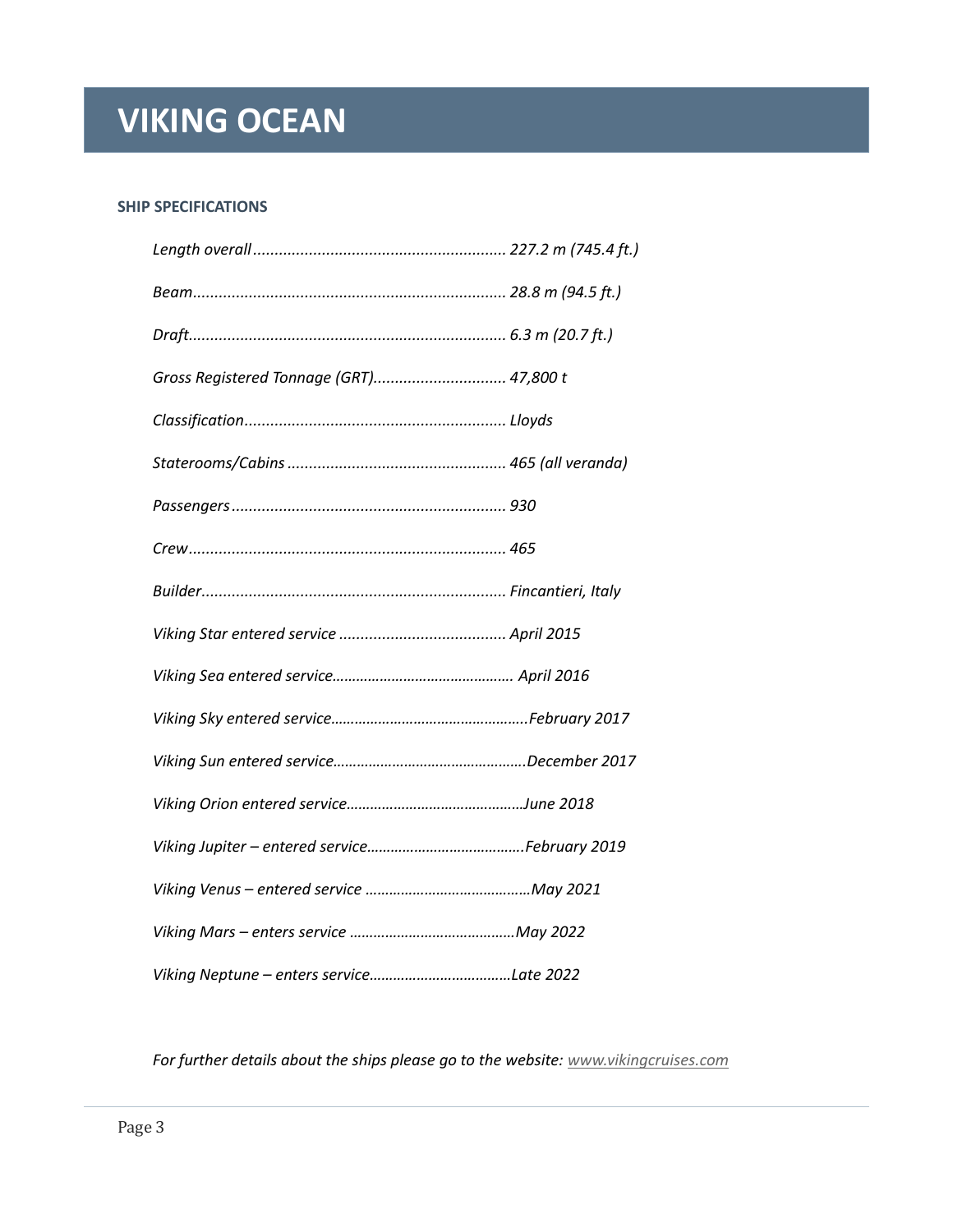# VIKING OCEAN

### SHIP SPECIFICATIONS

| | |
|---|---|
| *Length overall* | *227.2 m (745.4 ft.)* |
| *Beam* | *28.8 m (94.5 ft.)* |
| *Draft* | *6.3 m (20.7 ft.)* |
| *Gross Registered Tonnage (GRT)* | *47,800 t* |
| *Classification* | *Lloyds* |
| *Staterooms/Cabins* | *465 (all veranda)* |
| *Passengers* | *930* |
| *Crew* | *465* |
| *Builder* | *Fincantieri, Italy* |
| *Viking Star entered service* | *April 2015* |
| *Viking Sea entered service* | *April 2016* |
| *Viking Sky entered service* | *February 2017* |
| *Viking Sun entered service* | *December 2017* |
| *Viking Orion entered service* | *June 2018* |
| *Viking Jupiter – entered service* | *February 2019* |
| *Viking Venus – entered service* | *May 2021* |
| *Viking Mars – enters service* | *May 2022* |
| *Viking Neptune – enters service* | *Late 2022* |

*For further details about the ships please go to the website: [www.vikingcruises.com](http://www.vikingcruises.com)*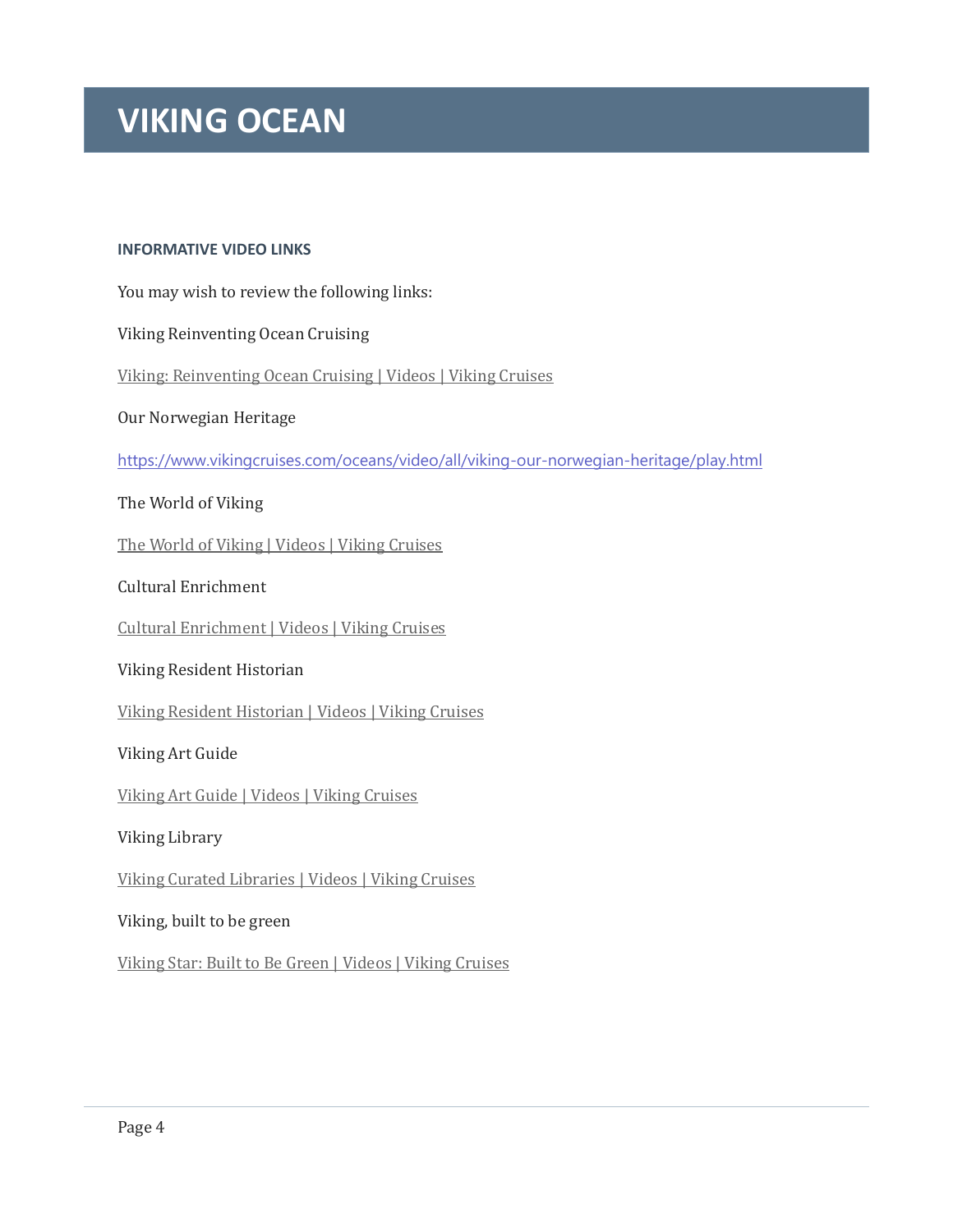# VIKING OCEAN

### INFORMATIVE VIDEO LINKS

You may wish to review the following links:

Viking Reinventing Ocean Cruising

Viking: Reinventing Ocean Cruising | Videos | Viking Cruises

Our Norwegian Heritage

https://www.vikingcruises.com/oceans/video/all/viking-our-norwegian-heritage/play.html

The World of Viking

The World of Viking | Videos | Viking Cruises

Cultural Enrichment

Cultural Enrichment | Videos | Viking Cruises

Viking Resident Historian

Viking Resident Historian | Videos | Viking Cruises

Viking Art Guide

Viking Art Guide | Videos | Viking Cruises

Viking Library

Viking Curated Libraries | Videos | Viking Cruises

Viking, built to be green

Viking Star: Built to Be Green | Videos | Viking Cruises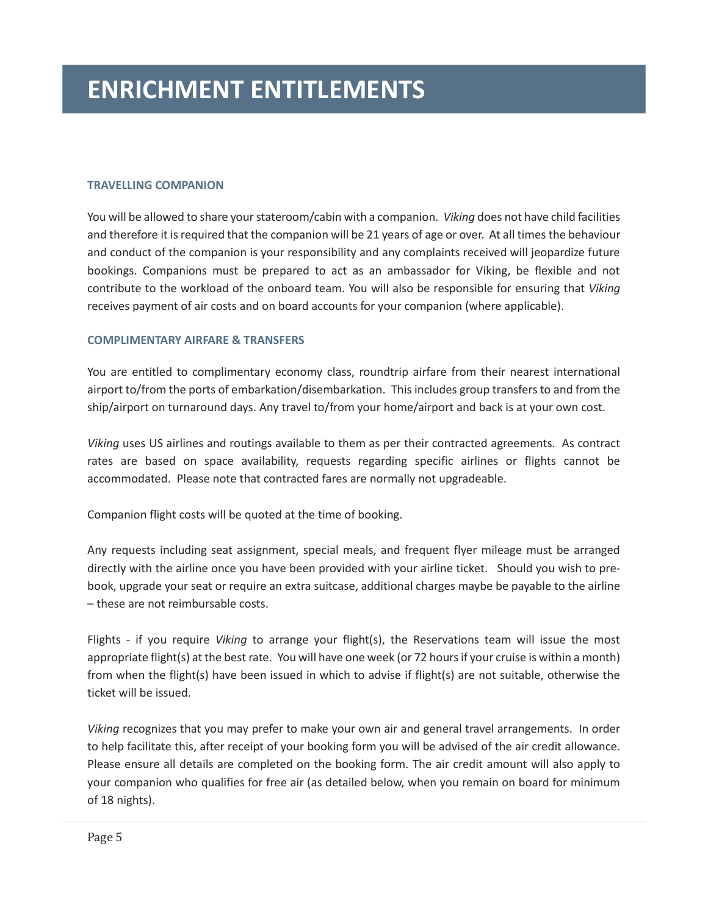# ENRICHMENT ENTITLEMENTS

### TRAVELLING COMPANION

You will be allowed to share your stateroom/cabin with a companion. *Viking* does not have child facilities and therefore it is required that the companion will be 21 years of age or over. At all times the behaviour and conduct of the companion is your responsibility and any complaints received will jeopardize future bookings. Companions must be prepared to act as an ambassador for Viking, be flexible and not contribute to the workload of the onboard team. You will also be responsible for ensuring that *Viking* receives payment of air costs and on board accounts for your companion (where applicable).

### COMPLIMENTARY AIRFARE & TRANSFERS

You are entitled to complimentary economy class, roundtrip airfare from their nearest international airport to/from the ports of embarkation/disembarkation. This includes group transfers to and from the ship/airport on turnaround days. Any travel to/from your home/airport and back is at your own cost.

*Viking* uses US airlines and routings available to them as per their contracted agreements. As contract rates are based on space availability, requests regarding specific airlines or flights cannot be accommodated. Please note that contracted fares are normally not upgradeable.

Companion flight costs will be quoted at the time of booking.

Any requests including seat assignment, special meals, and frequent flyer mileage must be arranged directly with the airline once you have been provided with your airline ticket. Should you wish to pre-book, upgrade your seat or require an extra suitcase, additional charges maybe be payable to the airline – these are not reimbursable costs.

Flights - if you require *Viking* to arrange your flight(s), the Reservations team will issue the most appropriate flight(s) at the best rate. You will have one week (or 72 hours if your cruise is within a month) from when the flight(s) have been issued in which to advise if flight(s) are not suitable, otherwise the ticket will be issued.

*Viking* recognizes that you may prefer to make your own air and general travel arrangements. In order to help facilitate this, after receipt of your booking form you will be advised of the air credit allowance. Please ensure all details are completed on the booking form. The air credit amount will also apply to your companion who qualifies for free air (as detailed below, when you remain on board for minimum of 18 nights).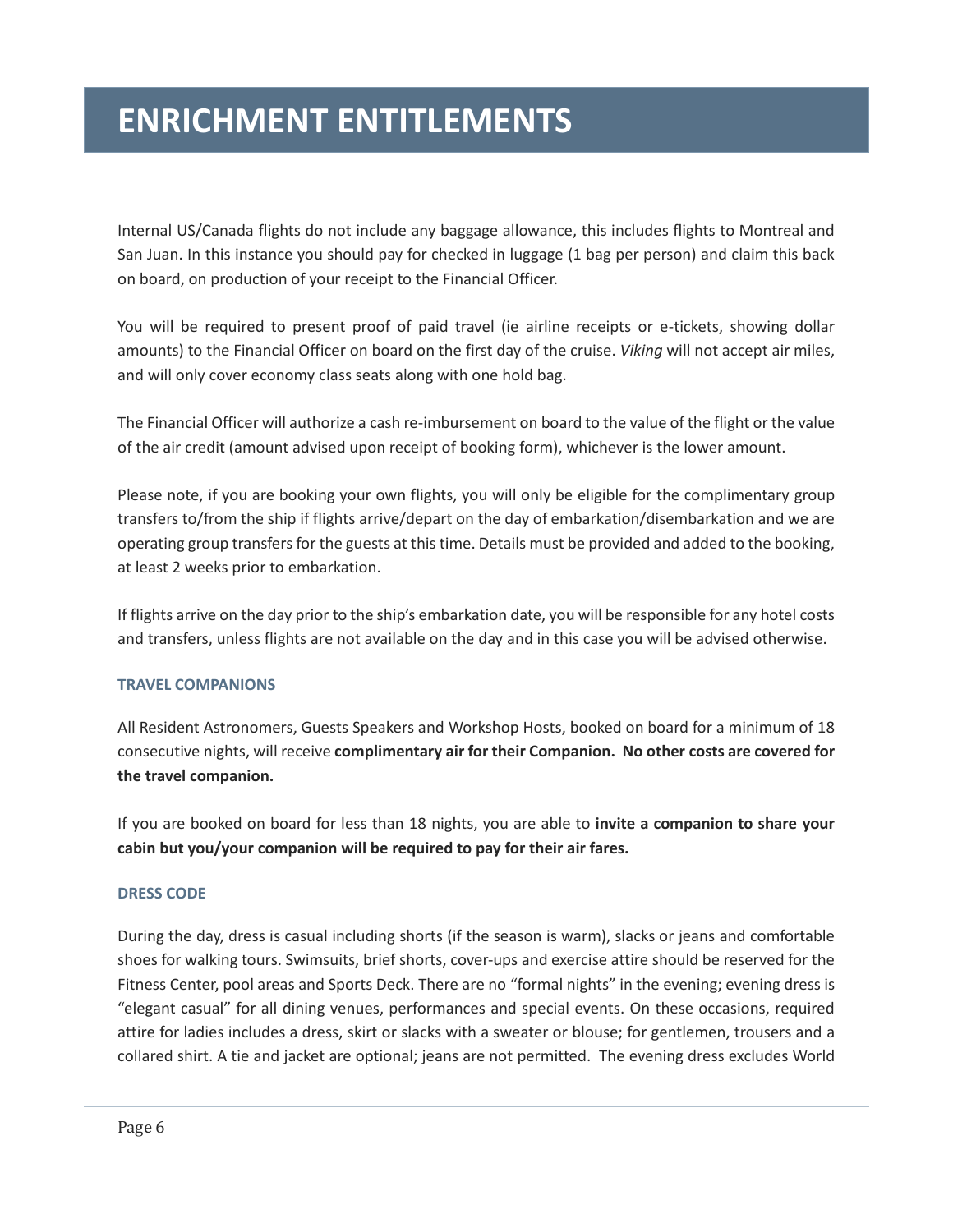# ENRICHMENT ENTITLEMENTS

Internal US/Canada flights do not include any baggage allowance, this includes flights to Montreal and San Juan. In this instance you should pay for checked in luggage (1 bag per person) and claim this back on board, on production of your receipt to the Financial Officer.

You will be required to present proof of paid travel (ie airline receipts or e-tickets, showing dollar amounts) to the Financial Officer on board on the first day of the cruise. *Viking* will not accept air miles, and will only cover economy class seats along with one hold bag.

The Financial Officer will authorize a cash re-imbursement on board to the value of the flight or the value of the air credit (amount advised upon receipt of booking form), whichever is the lower amount.

Please note, if you are booking your own flights, you will only be eligible for the complimentary group transfers to/from the ship if flights arrive/depart on the day of embarkation/disembarkation and we are operating group transfers for the guests at this time. Details must be provided and added to the booking, at least 2 weeks prior to embarkation.

If flights arrive on the day prior to the ship's embarkation date, you will be responsible for any hotel costs and transfers, unless flights are not available on the day and in this case you will be advised otherwise.

### TRAVEL COMPANIONS

All Resident Astronomers, Guests Speakers and Workshop Hosts, booked on board for a minimum of 18 consecutive nights, will receive **complimentary air for their Companion. No other costs are covered for the travel companion.**

If you are booked on board for less than 18 nights, you are able to **invite a companion to share your cabin but you/your companion will be required to pay for their air fares.**

### DRESS CODE

During the day, dress is casual including shorts (if the season is warm), slacks or jeans and comfortable shoes for walking tours. Swimsuits, brief shorts, cover-ups and exercise attire should be reserved for the Fitness Center, pool areas and Sports Deck. There are no "formal nights" in the evening; evening dress is "elegant casual" for all dining venues, performances and special events. On these occasions, required attire for ladies includes a dress, skirt or slacks with a sweater or blouse; for gentlemen, trousers and a collared shirt. A tie and jacket are optional; jeans are not permitted. The evening dress excludes World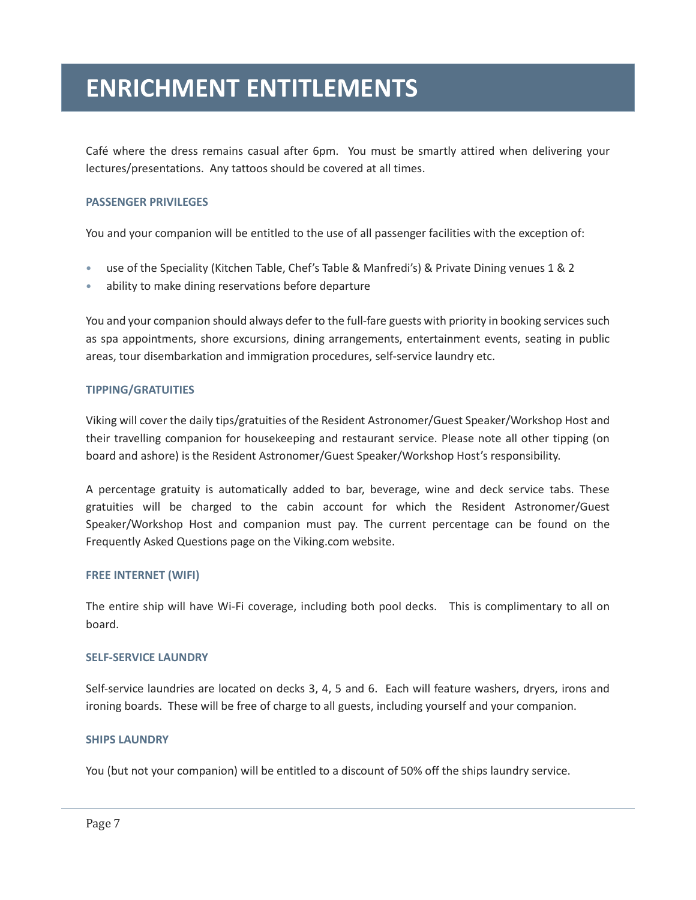# ENRICHMENT ENTITLEMENTS

Café where the dress remains casual after 6pm. You must be smartly attired when delivering your lectures/presentations. Any tattoos should be covered at all times.

### PASSENGER PRIVILEGES

You and your companion will be entitled to the use of all passenger facilities with the exception of:

- use of the Speciality (Kitchen Table, Chef's Table & Manfredi's) & Private Dining venues 1 & 2
- ability to make dining reservations before departure

You and your companion should always defer to the full-fare guests with priority in booking services such as spa appointments, shore excursions, dining arrangements, entertainment events, seating in public areas, tour disembarkation and immigration procedures, self-service laundry etc.

### TIPPING/GRATUITIES

Viking will cover the daily tips/gratuities of the Resident Astronomer/Guest Speaker/Workshop Host and their travelling companion for housekeeping and restaurant service. Please note all other tipping (on board and ashore) is the Resident Astronomer/Guest Speaker/Workshop Host's responsibility.

A percentage gratuity is automatically added to bar, beverage, wine and deck service tabs. These gratuities will be charged to the cabin account for which the Resident Astronomer/Guest Speaker/Workshop Host and companion must pay. The current percentage can be found on the Frequently Asked Questions page on the Viking.com website.

### FREE INTERNET (WIFI)

The entire ship will have Wi-Fi coverage, including both pool decks. This is complimentary to all on board.

### SELF-SERVICE LAUNDRY

Self-service laundries are located on decks 3, 4, 5 and 6. Each will feature washers, dryers, irons and ironing boards. These will be free of charge to all guests, including yourself and your companion.

### SHIPS LAUNDRY

You (but not your companion) will be entitled to a discount of 50% off the ships laundry service.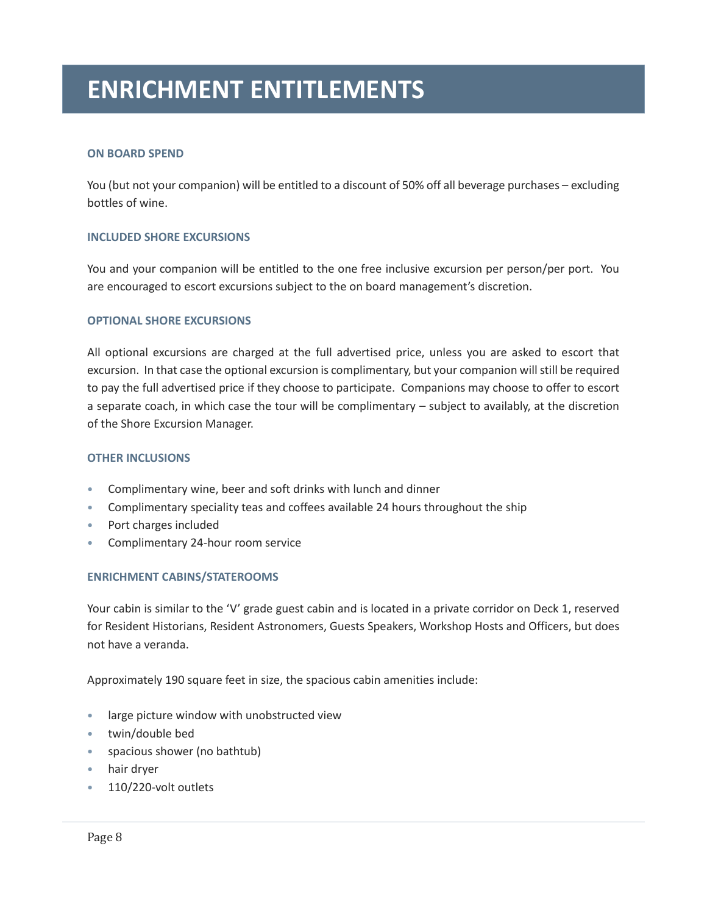# ENRICHMENT ENTITLEMENTS

### ON BOARD SPEND

You (but not your companion) will be entitled to a discount of 50% off all beverage purchases – excluding bottles of wine.

### INCLUDED SHORE EXCURSIONS

You and your companion will be entitled to the one free inclusive excursion per person/per port. You are encouraged to escort excursions subject to the on board management's discretion.

### OPTIONAL SHORE EXCURSIONS

All optional excursions are charged at the full advertised price, unless you are asked to escort that excursion. In that case the optional excursion is complimentary, but your companion will still be required to pay the full advertised price if they choose to participate. Companions may choose to offer to escort a separate coach, in which case the tour will be complimentary – subject to availably, at the discretion of the Shore Excursion Manager.

### OTHER INCLUSIONS

- Complimentary wine, beer and soft drinks with lunch and dinner
- Complimentary speciality teas and coffees available 24 hours throughout the ship
- Port charges included
- Complimentary 24-hour room service

### ENRICHMENT CABINS/STATEROOMS

Your cabin is similar to the 'V' grade guest cabin and is located in a private corridor on Deck 1, reserved for Resident Historians, Resident Astronomers, Guests Speakers, Workshop Hosts and Officers, but does not have a veranda.

Approximately 190 square feet in size, the spacious cabin amenities include:

- large picture window with unobstructed view
- twin/double bed
- spacious shower (no bathtub)
- hair dryer
- 110/220-volt outlets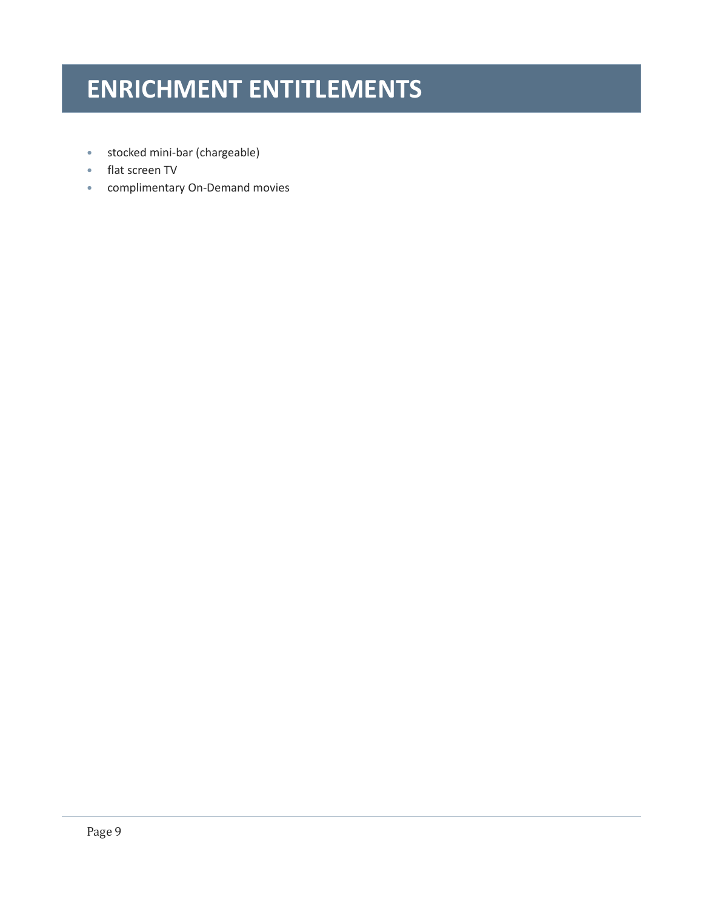# ENRICHMENT ENTITLEMENTS

- stocked mini-bar (chargeable)
- flat screen TV
- complimentary On-Demand movies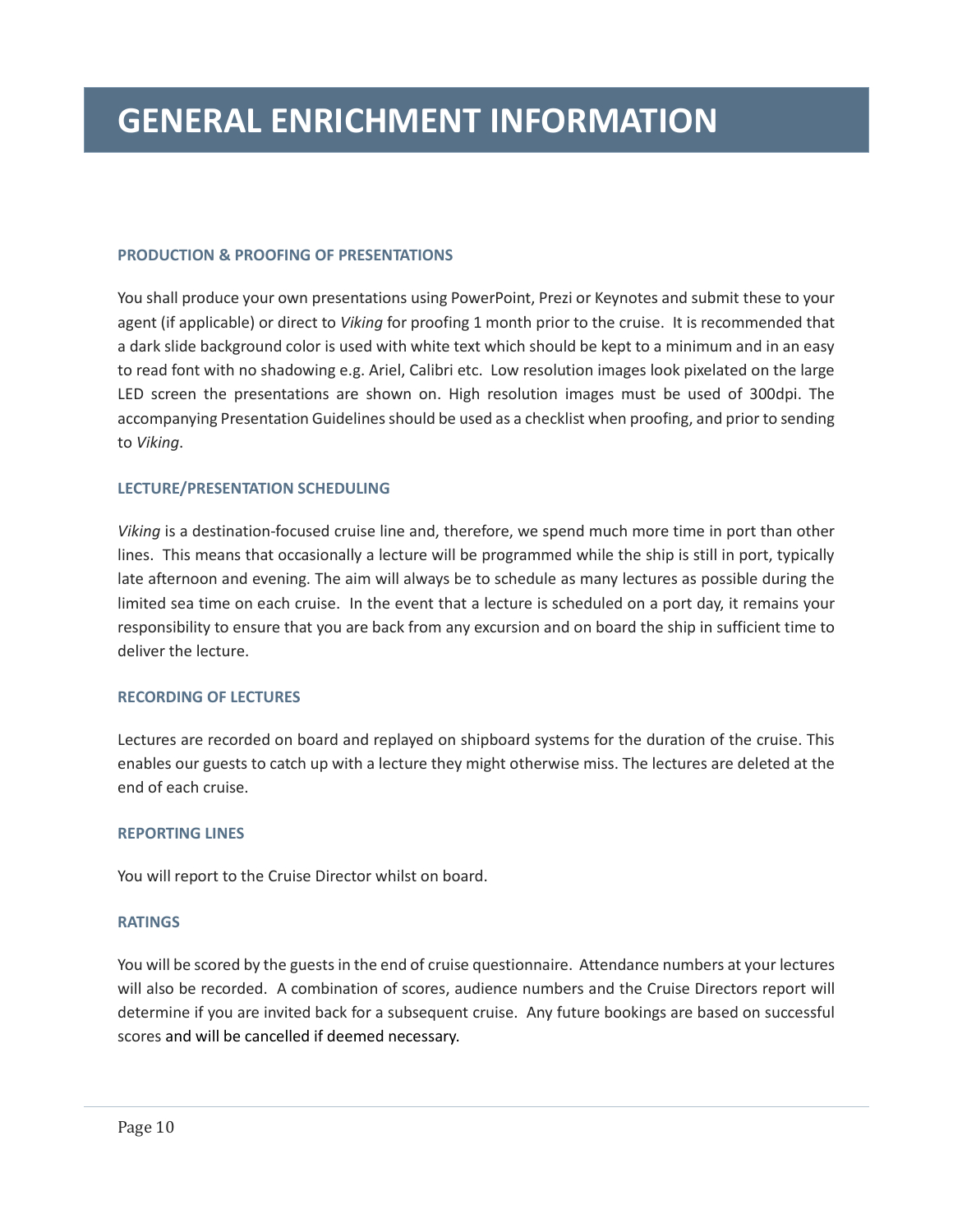# GENERAL ENRICHMENT INFORMATION

### PRODUCTION & PROOFING OF PRESENTATIONS

You shall produce your own presentations using PowerPoint, Prezi or Keynotes and submit these to your agent (if applicable) or direct to *Viking* for proofing 1 month prior to the cruise. It is recommended that a dark slide background color is used with white text which should be kept to a minimum and in an easy to read font with no shadowing e.g. Ariel, Calibri etc. Low resolution images look pixelated on the large LED screen the presentations are shown on. High resolution images must be used of 300dpi. The accompanying Presentation Guidelines should be used as a checklist when proofing, and prior to sending to *Viking*.

### LECTURE/PRESENTATION SCHEDULING

*Viking* is a destination-focused cruise line and, therefore, we spend much more time in port than other lines. This means that occasionally a lecture will be programmed while the ship is still in port, typically late afternoon and evening. The aim will always be to schedule as many lectures as possible during the limited sea time on each cruise. In the event that a lecture is scheduled on a port day, it remains your responsibility to ensure that you are back from any excursion and on board the ship in sufficient time to deliver the lecture.

### RECORDING OF LECTURES

Lectures are recorded on board and replayed on shipboard systems for the duration of the cruise. This enables our guests to catch up with a lecture they might otherwise miss. The lectures are deleted at the end of each cruise.

### REPORTING LINES

You will report to the Cruise Director whilst on board.

### RATINGS

You will be scored by the guests in the end of cruise questionnaire. Attendance numbers at your lectures will also be recorded. A combination of scores, audience numbers and the Cruise Directors report will determine if you are invited back for a subsequent cruise. Any future bookings are based on successful scores and will be cancelled if deemed necessary.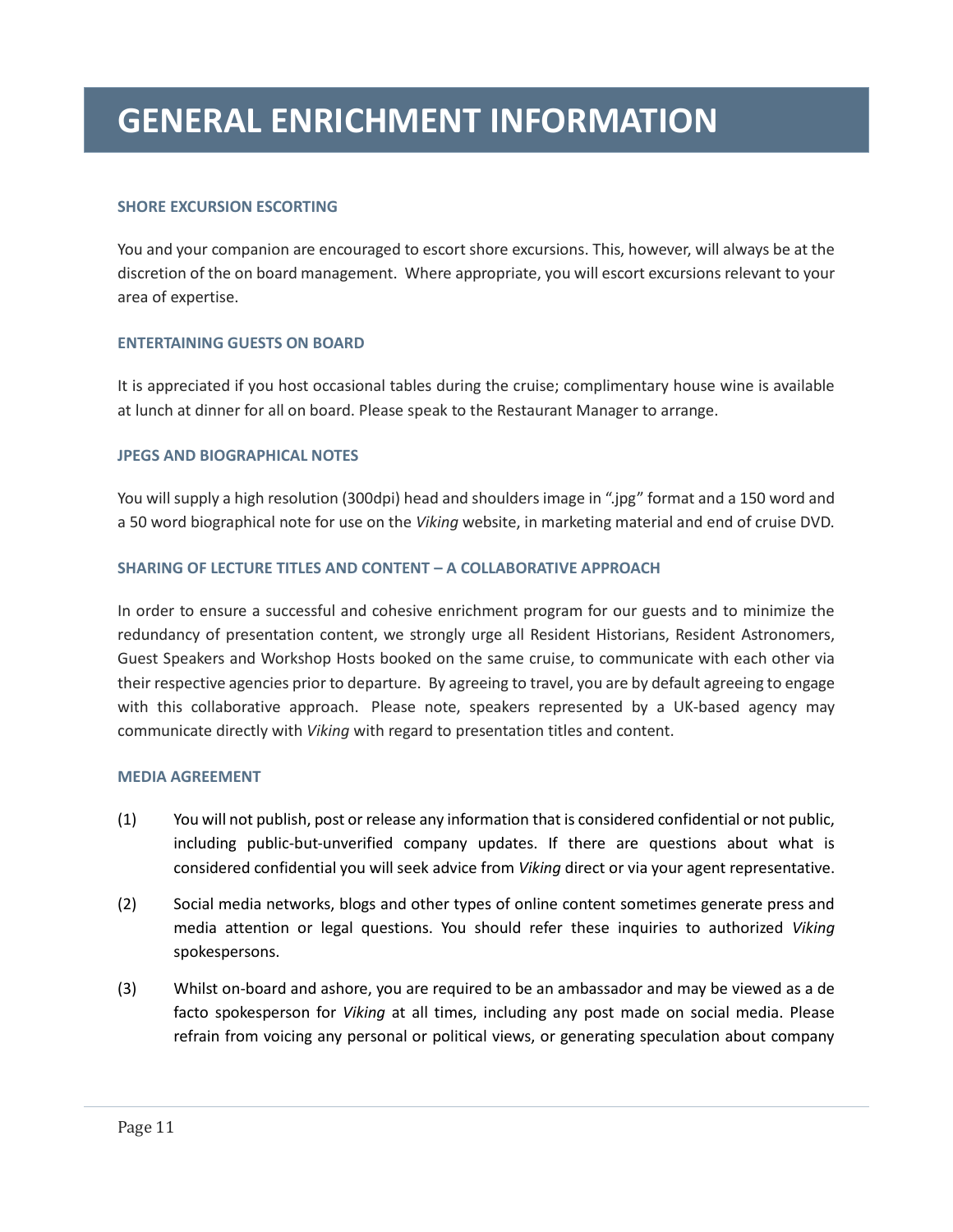# GENERAL ENRICHMENT INFORMATION

### SHORE EXCURSION ESCORTING

You and your companion are encouraged to escort shore excursions. This, however, will always be at the discretion of the on board management. Where appropriate, you will escort excursions relevant to your area of expertise.

### ENTERTAINING GUESTS ON BOARD

It is appreciated if you host occasional tables during the cruise; complimentary house wine is available at lunch at dinner for all on board. Please speak to the Restaurant Manager to arrange.

### JPEGS AND BIOGRAPHICAL NOTES

You will supply a high resolution (300dpi) head and shoulders image in ".jpg" format and a 150 word and a 50 word biographical note for use on the *Viking* website, in marketing material and end of cruise DVD.

### SHARING OF LECTURE TITLES AND CONTENT – A COLLABORATIVE APPROACH

In order to ensure a successful and cohesive enrichment program for our guests and to minimize the redundancy of presentation content, we strongly urge all Resident Historians, Resident Astronomers, Guest Speakers and Workshop Hosts booked on the same cruise, to communicate with each other via their respective agencies prior to departure. By agreeing to travel, you are by default agreeing to engage with this collaborative approach. Please note, speakers represented by a UK-based agency may communicate directly with *Viking* with regard to presentation titles and content.

### MEDIA AGREEMENT

(1) You will not publish, post or release any information that is considered confidential or not public, including public-but-unverified company updates. If there are questions about what is considered confidential you will seek advice from *Viking* direct or via your agent representative.

(2) Social media networks, blogs and other types of online content sometimes generate press and media attention or legal questions. You should refer these inquiries to authorized *Viking* spokespersons.

(3) Whilst on-board and ashore, you are required to be an ambassador and may be viewed as a de facto spokesperson for *Viking* at all times, including any post made on social media. Please refrain from voicing any personal or political views, or generating speculation about company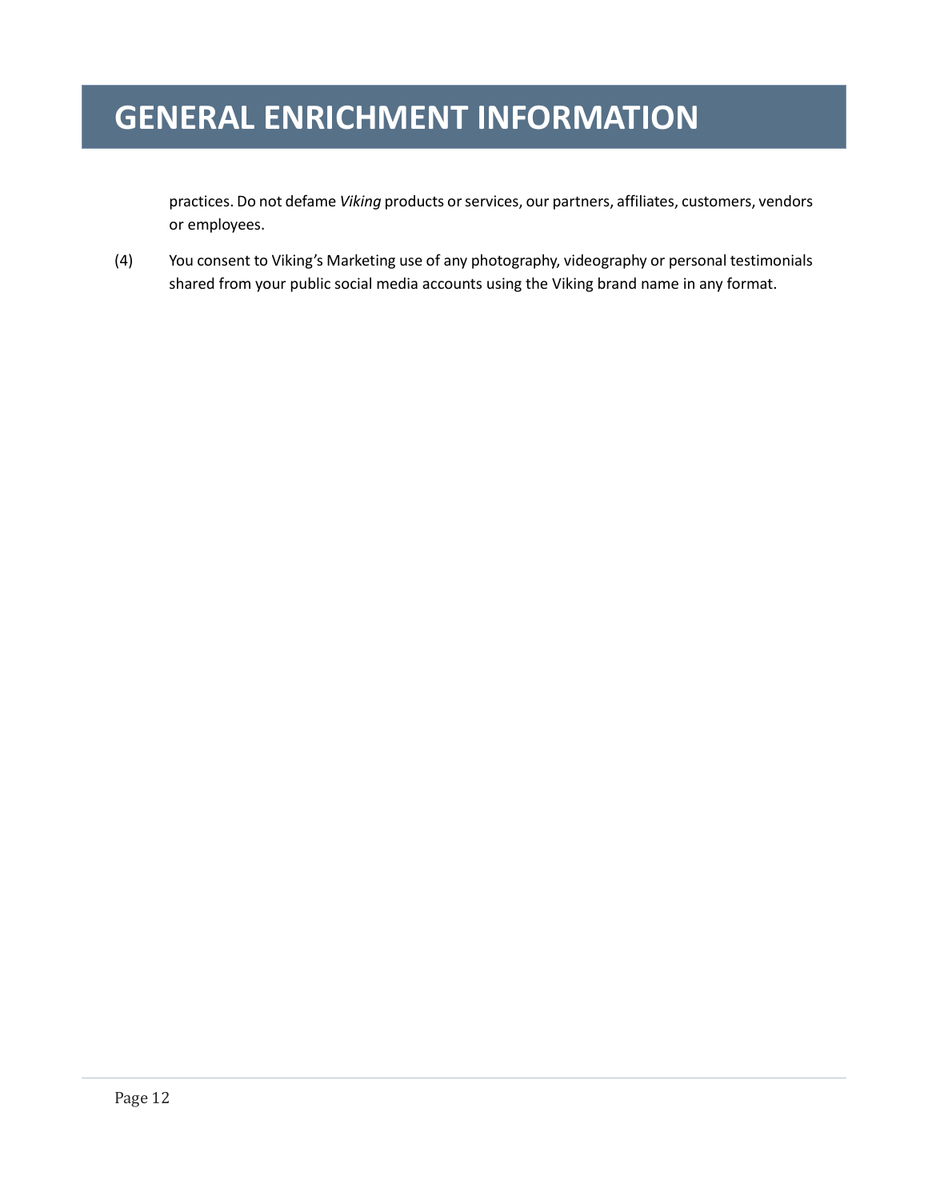# GENERAL ENRICHMENT INFORMATION

practices. Do not defame *Viking* products or services, our partners, affiliates, customers, vendors or employees.

(4) You consent to Viking's Marketing use of any photography, videography or personal testimonials shared from your public social media accounts using the Viking brand name in any format.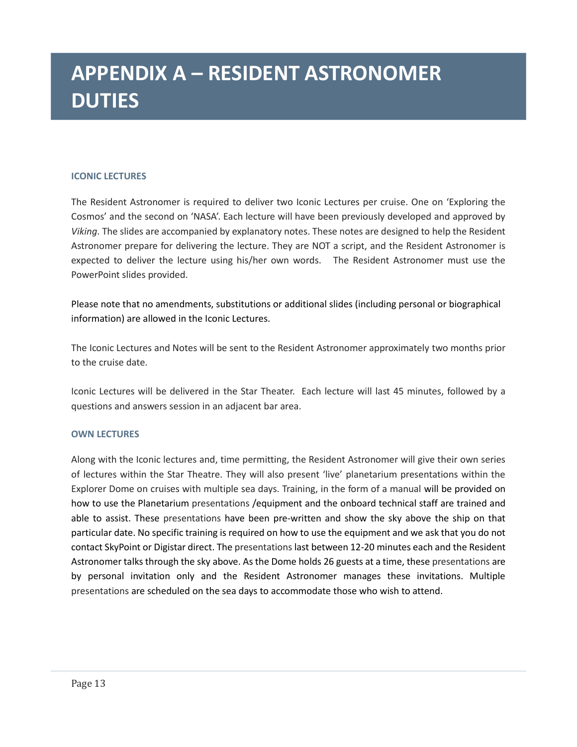# APPENDIX A – RESIDENT ASTRONOMER DUTIES

### ICONIC LECTURES

The Resident Astronomer is required to deliver two Iconic Lectures per cruise. One on 'Exploring the Cosmos' and the second on 'NASA'. Each lecture will have been previously developed and approved by *Viking*. The slides are accompanied by explanatory notes. These notes are designed to help the Resident Astronomer prepare for delivering the lecture. They are NOT a script, and the Resident Astronomer is expected to deliver the lecture using his/her own words. The Resident Astronomer must use the PowerPoint slides provided.

Please note that no amendments, substitutions or additional slides (including personal or biographical information) are allowed in the Iconic Lectures.

The Iconic Lectures and Notes will be sent to the Resident Astronomer approximately two months prior to the cruise date.

Iconic Lectures will be delivered in the Star Theater. Each lecture will last 45 minutes, followed by a questions and answers session in an adjacent bar area.

### OWN LECTURES

Along with the Iconic lectures and, time permitting, the Resident Astronomer will give their own series of lectures within the Star Theatre. They will also present 'live' planetarium presentations within the Explorer Dome on cruises with multiple sea days. Training, in the form of a manual will be provided on how to use the Planetarium presentations /equipment and the onboard technical staff are trained and able to assist. These presentations have been pre-written and show the sky above the ship on that particular date. No specific training is required on how to use the equipment and we ask that you do not contact SkyPoint or Digistar direct. The presentations last between 12-20 minutes each and the Resident Astronomer talks through the sky above. As the Dome holds 26 guests at a time, these presentations are by personal invitation only and the Resident Astronomer manages these invitations. Multiple presentations are scheduled on the sea days to accommodate those who wish to attend.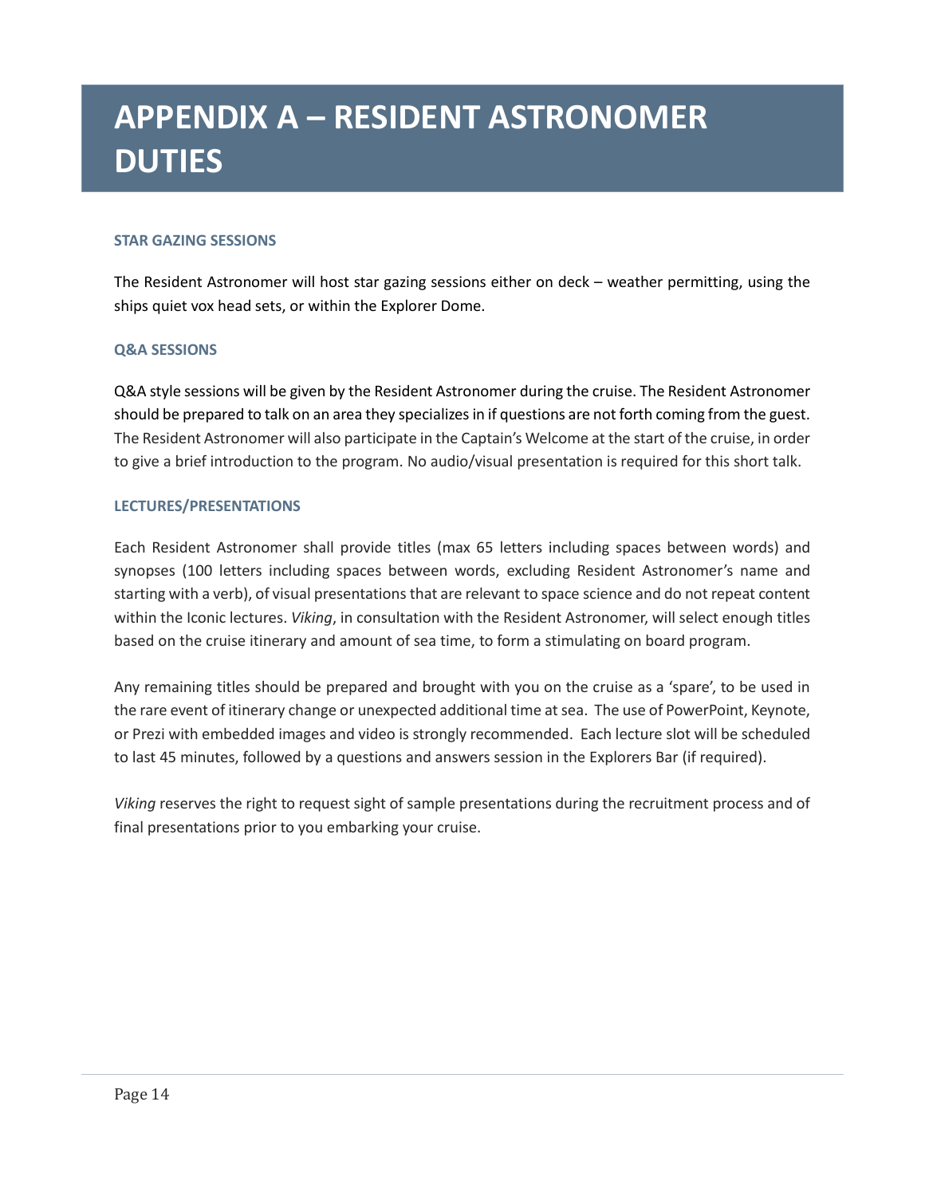# APPENDIX A – RESIDENT ASTRONOMER DUTIES

### STAR GAZING SESSIONS

The Resident Astronomer will host star gazing sessions either on deck – weather permitting, using the ships quiet vox head sets, or within the Explorer Dome.

### Q&A SESSIONS

Q&A style sessions will be given by the Resident Astronomer during the cruise. The Resident Astronomer should be prepared to talk on an area they specializes in if questions are not forth coming from the guest. The Resident Astronomer will also participate in the Captain's Welcome at the start of the cruise, in order to give a brief introduction to the program. No audio/visual presentation is required for this short talk.

### LECTURES/PRESENTATIONS

Each Resident Astronomer shall provide titles (max 65 letters including spaces between words) and synopses (100 letters including spaces between words, excluding Resident Astronomer's name and starting with a verb), of visual presentations that are relevant to space science and do not repeat content within the Iconic lectures. *Viking*, in consultation with the Resident Astronomer, will select enough titles based on the cruise itinerary and amount of sea time, to form a stimulating on board program.

Any remaining titles should be prepared and brought with you on the cruise as a 'spare', to be used in the rare event of itinerary change or unexpected additional time at sea. The use of PowerPoint, Keynote, or Prezi with embedded images and video is strongly recommended. Each lecture slot will be scheduled to last 45 minutes, followed by a questions and answers session in the Explorers Bar (if required).

*Viking* reserves the right to request sight of sample presentations during the recruitment process and of final presentations prior to you embarking your cruise.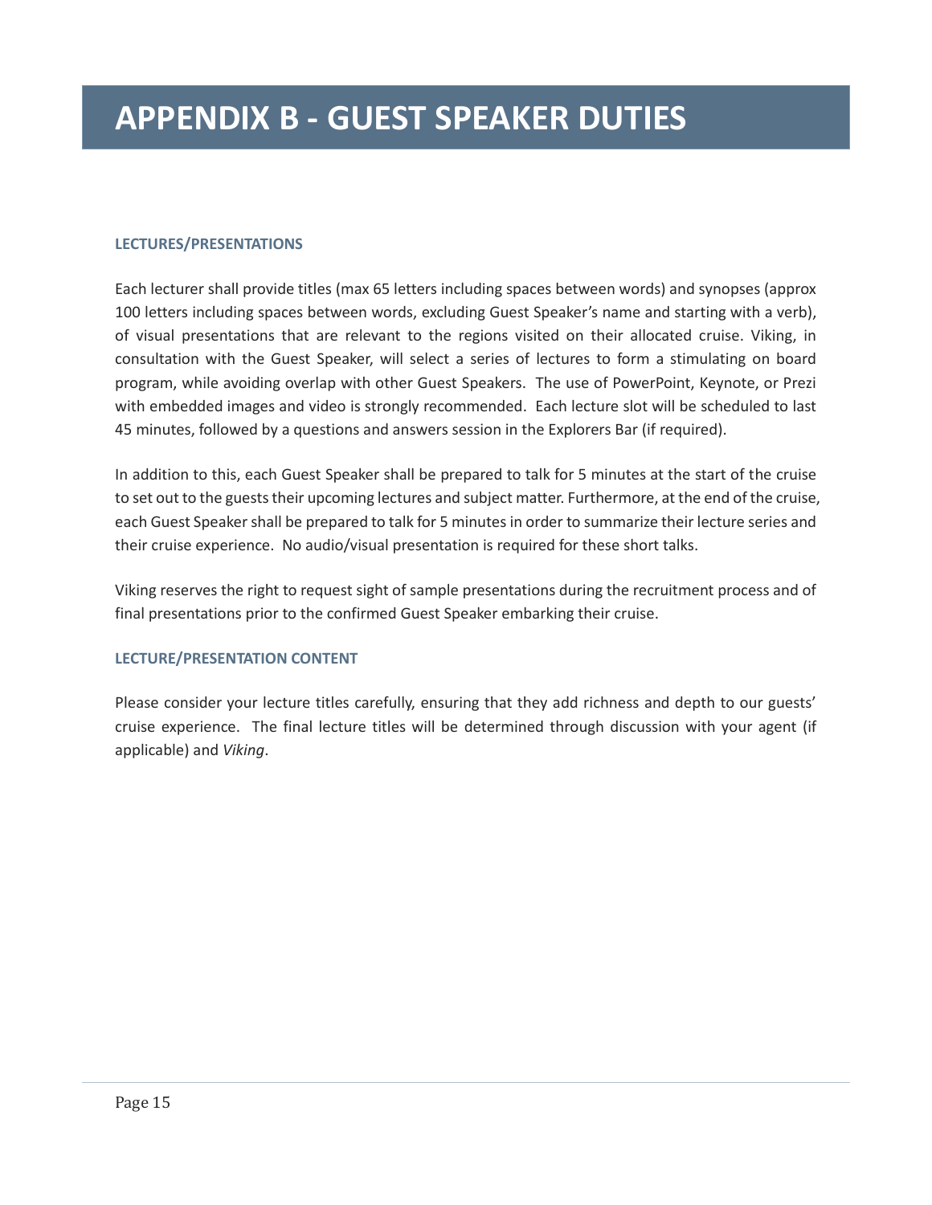# APPENDIX B - GUEST SPEAKER DUTIES

### LECTURES/PRESENTATIONS

Each lecturer shall provide titles (max 65 letters including spaces between words) and synopses (approx 100 letters including spaces between words, excluding Guest Speaker's name and starting with a verb), of visual presentations that are relevant to the regions visited on their allocated cruise. Viking, in consultation with the Guest Speaker, will select a series of lectures to form a stimulating on board program, while avoiding overlap with other Guest Speakers. The use of PowerPoint, Keynote, or Prezi with embedded images and video is strongly recommended. Each lecture slot will be scheduled to last 45 minutes, followed by a questions and answers session in the Explorers Bar (if required).

In addition to this, each Guest Speaker shall be prepared to talk for 5 minutes at the start of the cruise to set out to the guests their upcoming lectures and subject matter. Furthermore, at the end of the cruise, each Guest Speaker shall be prepared to talk for 5 minutes in order to summarize their lecture series and their cruise experience. No audio/visual presentation is required for these short talks.

Viking reserves the right to request sight of sample presentations during the recruitment process and of final presentations prior to the confirmed Guest Speaker embarking their cruise.

### LECTURE/PRESENTATION CONTENT

Please consider your lecture titles carefully, ensuring that they add richness and depth to our guests' cruise experience. The final lecture titles will be determined through discussion with your agent (if applicable) and *Viking*.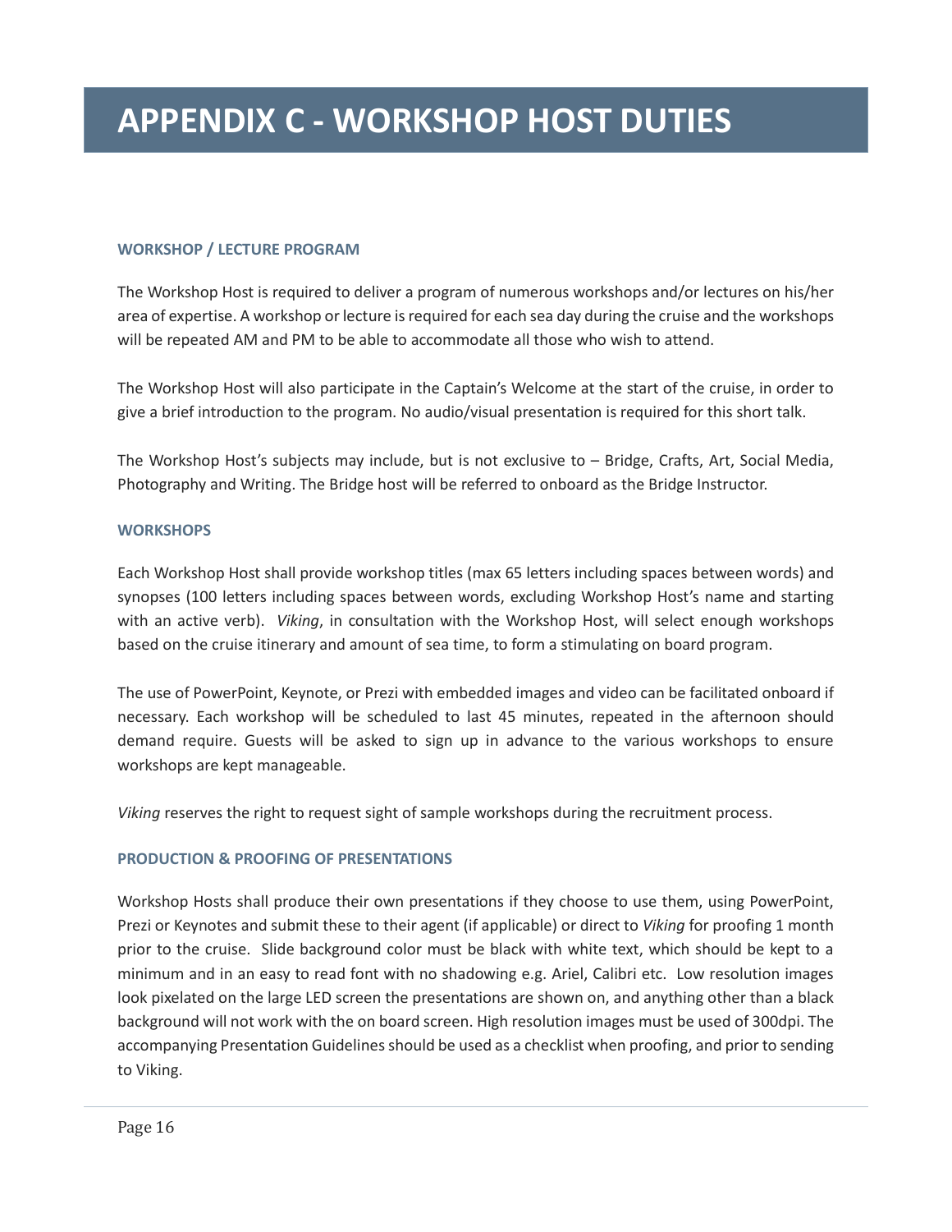# APPENDIX C - WORKSHOP HOST DUTIES

### WORKSHOP / LECTURE PROGRAM

The Workshop Host is required to deliver a program of numerous workshops and/or lectures on his/her area of expertise. A workshop or lecture is required for each sea day during the cruise and the workshops will be repeated AM and PM to be able to accommodate all those who wish to attend.

The Workshop Host will also participate in the Captain's Welcome at the start of the cruise, in order to give a brief introduction to the program. No audio/visual presentation is required for this short talk.

The Workshop Host's subjects may include, but is not exclusive to – Bridge, Crafts, Art, Social Media, Photography and Writing. The Bridge host will be referred to onboard as the Bridge Instructor.

### WORKSHOPS

Each Workshop Host shall provide workshop titles (max 65 letters including spaces between words) and synopses (100 letters including spaces between words, excluding Workshop Host's name and starting with an active verb). *Viking*, in consultation with the Workshop Host, will select enough workshops based on the cruise itinerary and amount of sea time, to form a stimulating on board program.

The use of PowerPoint, Keynote, or Prezi with embedded images and video can be facilitated onboard if necessary. Each workshop will be scheduled to last 45 minutes, repeated in the afternoon should demand require. Guests will be asked to sign up in advance to the various workshops to ensure workshops are kept manageable.

*Viking* reserves the right to request sight of sample workshops during the recruitment process.

### PRODUCTION & PROOFING OF PRESENTATIONS

Workshop Hosts shall produce their own presentations if they choose to use them, using PowerPoint, Prezi or Keynotes and submit these to their agent (if applicable) or direct to *Viking* for proofing 1 month prior to the cruise. Slide background color must be black with white text, which should be kept to a minimum and in an easy to read font with no shadowing e.g. Ariel, Calibri etc. Low resolution images look pixelated on the large LED screen the presentations are shown on, and anything other than a black background will not work with the on board screen. High resolution images must be used of 300dpi. The accompanying Presentation Guidelines should be used as a checklist when proofing, and prior to sending to Viking.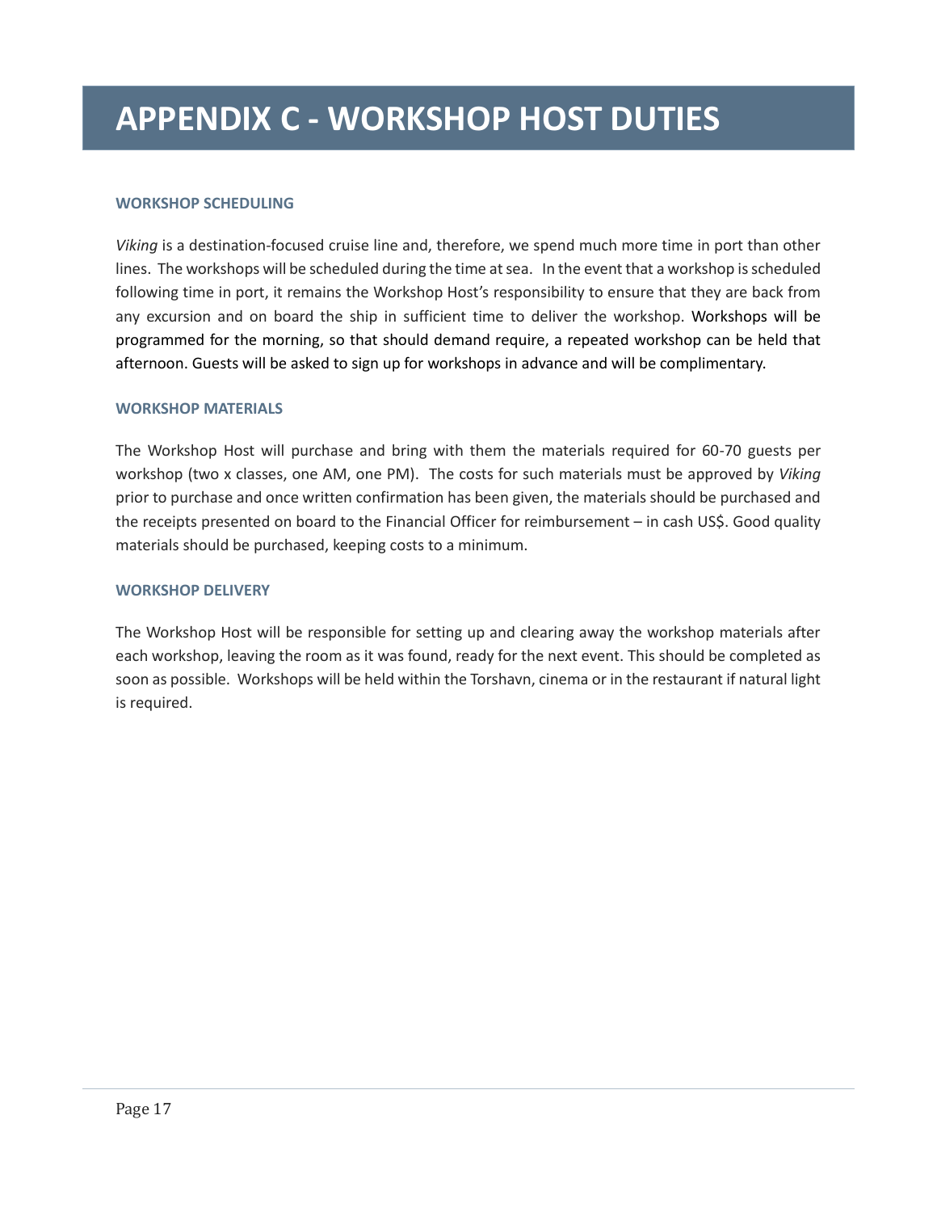# APPENDIX C - WORKSHOP HOST DUTIES

### WORKSHOP SCHEDULING

*Viking* is a destination-focused cruise line and, therefore, we spend much more time in port than other lines. The workshops will be scheduled during the time at sea. In the event that a workshop is scheduled following time in port, it remains the Workshop Host's responsibility to ensure that they are back from any excursion and on board the ship in sufficient time to deliver the workshop. Workshops will be programmed for the morning, so that should demand require, a repeated workshop can be held that afternoon. Guests will be asked to sign up for workshops in advance and will be complimentary.

### WORKSHOP MATERIALS

The Workshop Host will purchase and bring with them the materials required for 60-70 guests per workshop (two x classes, one AM, one PM). The costs for such materials must be approved by *Viking* prior to purchase and once written confirmation has been given, the materials should be purchased and the receipts presented on board to the Financial Officer for reimbursement – in cash US$. Good quality materials should be purchased, keeping costs to a minimum.

### WORKSHOP DELIVERY

The Workshop Host will be responsible for setting up and clearing away the workshop materials after each workshop, leaving the room as it was found, ready for the next event. This should be completed as soon as possible. Workshops will be held within the Torshavn, cinema or in the restaurant if natural light is required.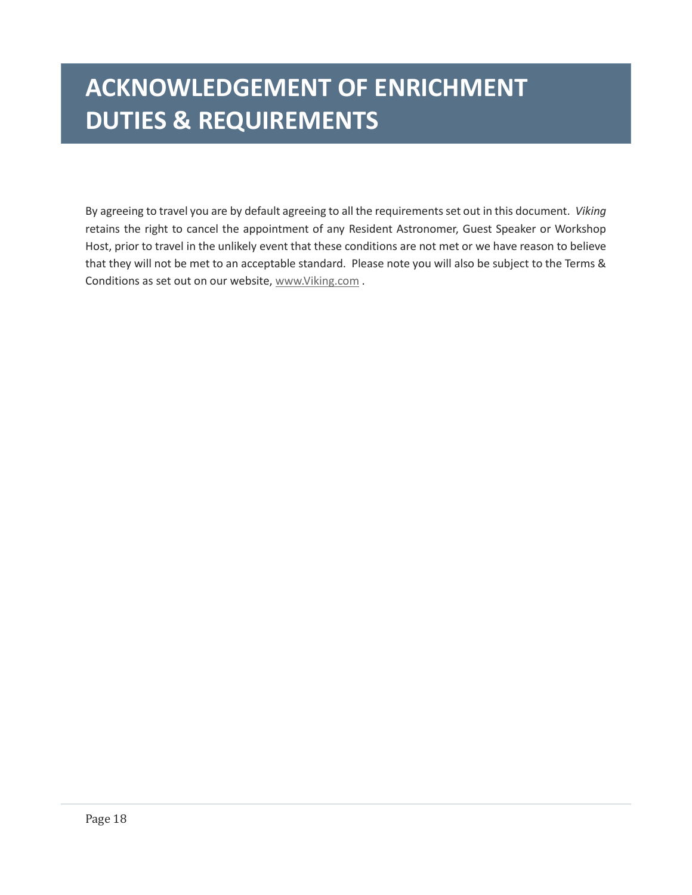# ACKNOWLEDGEMENT OF ENRICHMENT DUTIES & REQUIREMENTS

By agreeing to travel you are by default agreeing to all the requirements set out in this document. *Viking* retains the right to cancel the appointment of any Resident Astronomer, Guest Speaker or Workshop Host, prior to travel in the unlikely event that these conditions are not met or we have reason to believe that they will not be met to an acceptable standard. Please note you will also be subject to the Terms & Conditions as set out on our website, www.Viking.com .